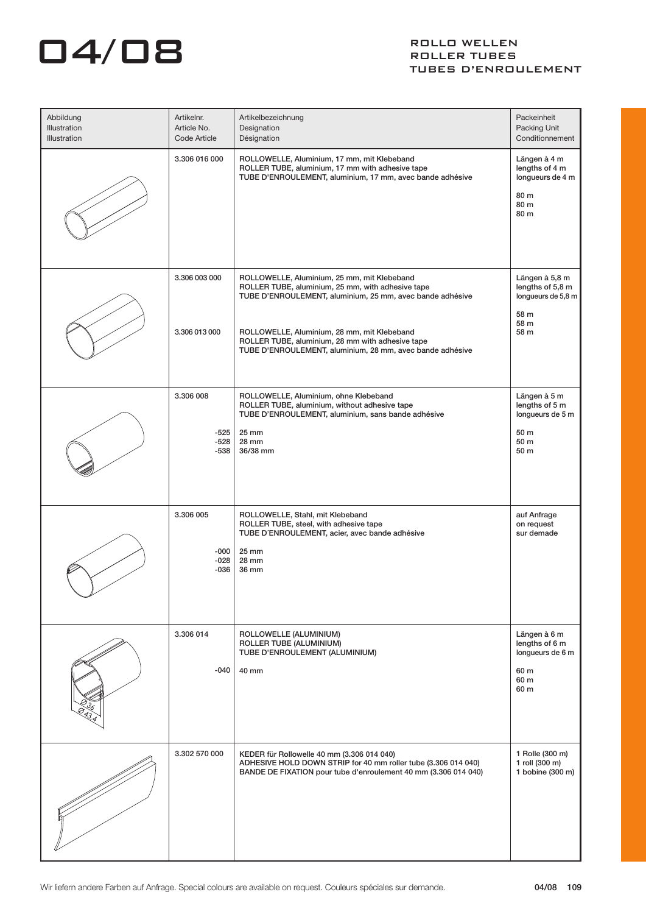# 04/08

## ROLLO WELLEN
## ROLLER TUBES
## TUBES D'ENROULEMENT

| Abbildung<br>Illustration<br>Illustration | Artikelnr.<br>Article No.<br>Code Article | Artikelbezeichnung<br>Designation<br>Désignation | Packeinheit<br>Packing Unit<br>Conditionnement |
|---|---|---|---|
| | 3.306 016 000 | ROLLOWELLE, Aluminium, 17 mm, mit Klebeband<br>ROLLER TUBE, aluminium, 17 mm with adhesive tape<br>TUBE D'ENROULEMENT, aluminium, 17 mm, avec bande adhésive | Längen à 4 m<br>lengths of 4 m<br>longueurs de 4 m<br><br>80 m<br>80 m<br>80 m |
| | 3.306 003 000<br><br>3.306 013 000 | ROLLOWELLE, Aluminium, 25 mm, mit Klebeband<br>ROLLER TUBE, aluminium, 25 mm, with adhesive tape<br>TUBE D'ENROULEMENT, aluminium, 25 mm, avec bande adhésive<br><br>ROLLOWELLE, Aluminium, 28 mm, mit Klebeband<br>ROLLER TUBE, aluminium, 28 mm with adhesive tape<br>TUBE D'ENROULEMENT, aluminium, 28 mm, avec bande adhésive | Längen à 5,8 m<br>lengths of 5,8 m<br>longueurs de 5,8 m<br><br>58 m<br>58 m<br>58 m |
| | 3.306 008<br><br>-525<br>-528<br>-538 | ROLLOWELLE, Aluminium, ohne Klebeband<br>ROLLER TUBE, aluminium, without adhesive tape<br>TUBE D'ENROULEMENT, aluminium, sans bande adhésive<br><br>25 mm<br>28 mm<br>36/38 mm | Längen à 5 m<br>lengths of 5 m<br>longueurs de 5 m<br><br>50 m<br>50 m<br>50 m |
| | 3.306 005<br><br>-000<br>-028<br>-036 | ROLLOWELLE, Stahl, mit Klebeband<br>ROLLER TUBE, steel, with adhesive tape<br>TUBE D´ENROULEMENT, acier, avec bande adhésive<br><br>25 mm<br>28 mm<br>36 mm | auf Anfrage<br>on request<br>sur demade |
| Ø 36<br>Ø 43,4 | 3.306 014<br><br>-040 | ROLLOWELLE (ALUMINIUM)<br>ROLLER TUBE (ALUMINIUM)<br>TUBE D'ENROULEMENT (ALUMINIUM)<br><br>40 mm | Längen à 6 m<br>lengths of 6 m<br>longueurs de 6 m<br><br>60 m<br>60 m<br>60 m |
| | 3.302 570 000 | KEDER für Rollowelle 40 mm (3.306 014 040)<br>ADHESIVE HOLD DOWN STRIP for 40 mm roller tube (3.306 014 040)<br>BANDE DE FIXATION pour tube d'enroulement 40 mm (3.306 014 040) | 1 Rolle (300 m)<br>1 roll (300 m)<br>1 bobine (300 m) |

Wir liefern andere Farben auf Anfrage. Special colours are available on request. Couleurs spéciales sur demande.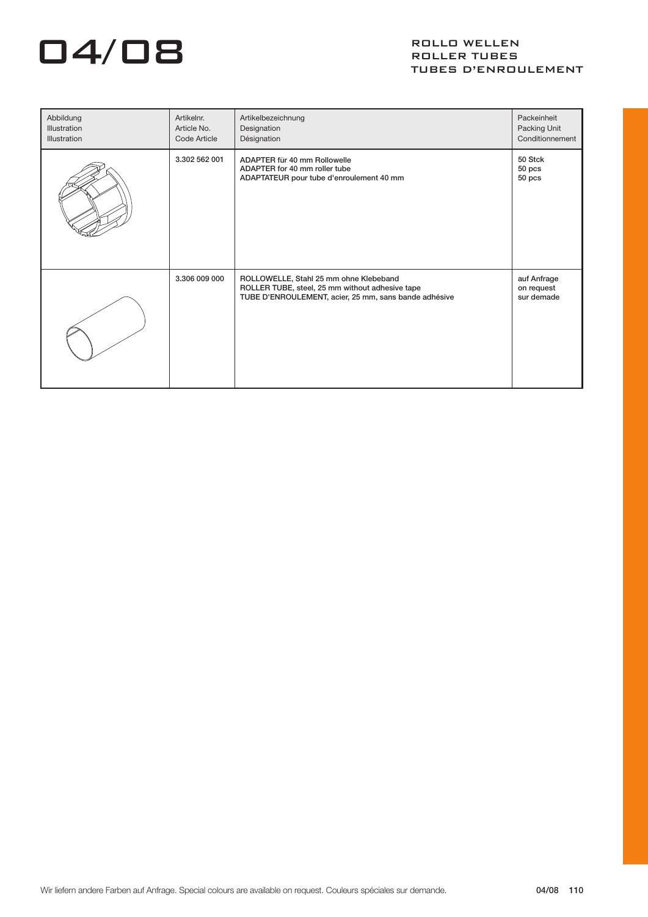# 04/08

## ROLLO WELLEN
## ROLLER TUBES
## TUBES D'ENROULEMENT

| Abbildung<br>Illustration<br>Illustration | Artikelnr.<br>Article No.<br>Code Article | Artikelbezeichnung<br>Designation<br>Désignation | Packeinheit<br>Packing Unit<br>Conditionnement |
|---|---|---|---|
| | 3.302 562 001 | ADAPTER für 40 mm Rollowelle<br>ADAPTER for 40 mm roller tube<br>ADAPTATEUR pour tube d'enroulement 40 mm | 50 Stck<br>50 pcs<br>50 pcs |
| | 3.306 009 000 | ROLLOWELLE, Stahl 25 mm ohne Klebeband<br>ROLLER TUBE, steel, 25 mm without adhesive tape<br>TUBE D'ENROULEMENT, acier, 25 mm, sans bande adhésive | auf Anfrage<br>on request<br>sur demade |

Wir liefern andere Farben auf Anfrage. Special colours are available on request. Couleurs spéciales sur demande.